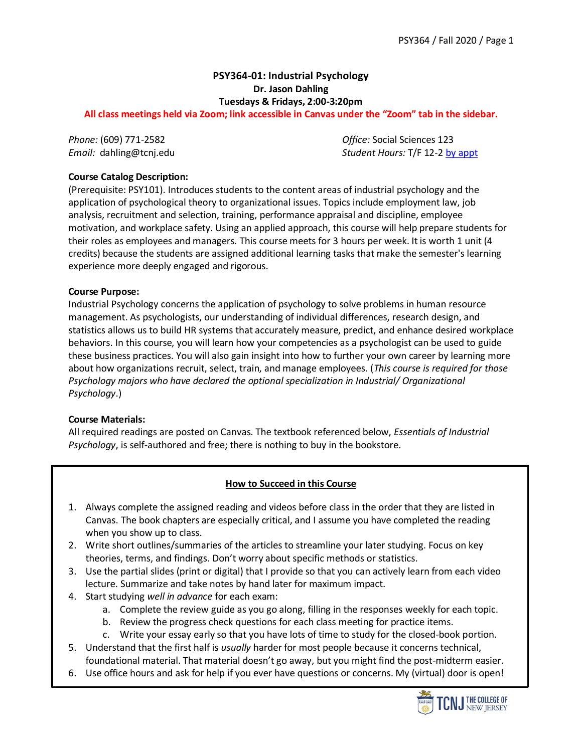# PSY364-01: Industrial Psychology

**Dr. Jason Dahling**

**Tuesdays & Fridays, 2:00-3:20pm**

**All class meetings held via Zoom; link accessible in Canvas under the "Zoom" tab in the sidebar.**

*Phone:* (609) 771-2582
*Email:* dahling@tcnj.edu

*Office:* Social Sciences 123
*Student Hours:* T/F 12-2 by appt

**Course Catalog Description:**
(Prerequisite: PSY101). Introduces students to the content areas of industrial psychology and the application of psychological theory to organizational issues. Topics include employment law, job analysis, recruitment and selection, training, performance appraisal and discipline, employee motivation, and workplace safety. Using an applied approach, this course will help prepare students for their roles as employees and managers. This course meets for 3 hours per week. It is worth 1 unit (4 credits) because the students are assigned additional learning tasks that make the semester's learning experience more deeply engaged and rigorous.

**Course Purpose:**
Industrial Psychology concerns the application of psychology to solve problems in human resource management. As psychologists, our understanding of individual differences, research design, and statistics allows us to build HR systems that accurately measure, predict, and enhance desired workplace behaviors. In this course, you will learn how your competencies as a psychologist can be used to guide these business practices. You will also gain insight into how to further your own career by learning more about how organizations recruit, select, train, and manage employees. (*This course is required for those Psychology majors who have declared the optional specialization in Industrial/ Organizational Psychology*.)

**Course Materials:**
All required readings are posted on Canvas. The textbook referenced below, *Essentials of Industrial Psychology*, is self-authored and free; there is nothing to buy in the bookstore.

## How to Succeed in this Course

1. Always complete the assigned reading and videos before class in the order that they are listed in Canvas. The book chapters are especially critical, and I assume you have completed the reading when you show up to class.
2. Write short outlines/summaries of the articles to streamline your later studying. Focus on key theories, terms, and findings. Don't worry about specific methods or statistics.
3. Use the partial slides (print or digital) that I provide so that you can actively learn from each video lecture. Summarize and take notes by hand later for maximum impact.
4. Start studying *well in advance* for each exam:
   a. Complete the review guide as you go along, filling in the responses weekly for each topic.
   b. Review the progress check questions for each class meeting for practice items.
   c. Write your essay early so that you have lots of time to study for the closed-book portion.
5. Understand that the first half is *usually* harder for most people because it concerns technical, foundational material. That material doesn't go away, but you might find the post-midterm easier.
6. Use office hours and ask for help if you ever have questions or concerns. My (virtual) door is open!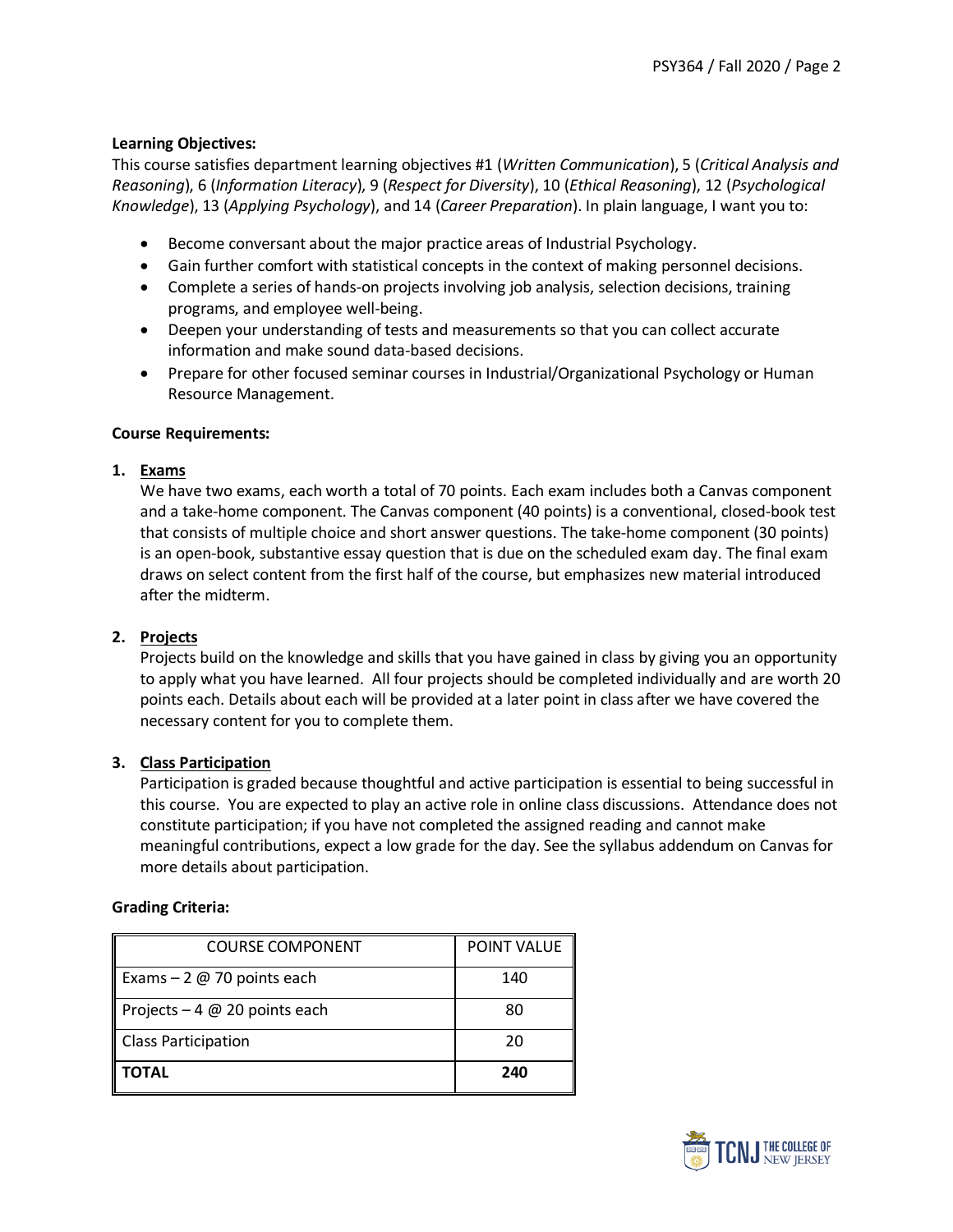**Learning Objectives:**

This course satisfies department learning objectives #1 (*Written Communication*), 5 (*Critical Analysis and Reasoning*), 6 (*Information Literacy*), 9 (*Respect for Diversity*), 10 (*Ethical Reasoning*), 12 (*Psychological Knowledge*), 13 (*Applying Psychology*), and 14 (*Career Preparation*). In plain language, I want you to:

- Become conversant about the major practice areas of Industrial Psychology.
- Gain further comfort with statistical concepts in the context of making personnel decisions.
- Complete a series of hands-on projects involving job analysis, selection decisions, training programs, and employee well-being.
- Deepen your understanding of tests and measurements so that you can collect accurate information and make sound data-based decisions.
- Prepare for other focused seminar courses in Industrial/Organizational Psychology or Human Resource Management.

**Course Requirements:**

1. **Exams**

   We have two exams, each worth a total of 70 points. Each exam includes both a Canvas component and a take-home component. The Canvas component (40 points) is a conventional, closed-book test that consists of multiple choice and short answer questions. The take-home component (30 points) is an open-book, substantive essay question that is due on the scheduled exam day. The final exam draws on select content from the first half of the course, but emphasizes new material introduced after the midterm.

2. **Projects**

   Projects build on the knowledge and skills that you have gained in class by giving you an opportunity to apply what you have learned. All four projects should be completed individually and are worth 20 points each. Details about each will be provided at a later point in class after we have covered the necessary content for you to complete them.

3. **Class Participation**

   Participation is graded because thoughtful and active participation is essential to being successful in this course. You are expected to play an active role in online class discussions. Attendance does not constitute participation; if you have not completed the assigned reading and cannot make meaningful contributions, expect a low grade for the day. See the syllabus addendum on Canvas for more details about participation.

**Grading Criteria:**

| COURSE COMPONENT | POINT VALUE |
|---|---|
| Exams – 2 @ 70 points each | 140 |
| Projects – 4 @ 20 points each | 80 |
| Class Participation | 20 |
| **TOTAL** | **240** |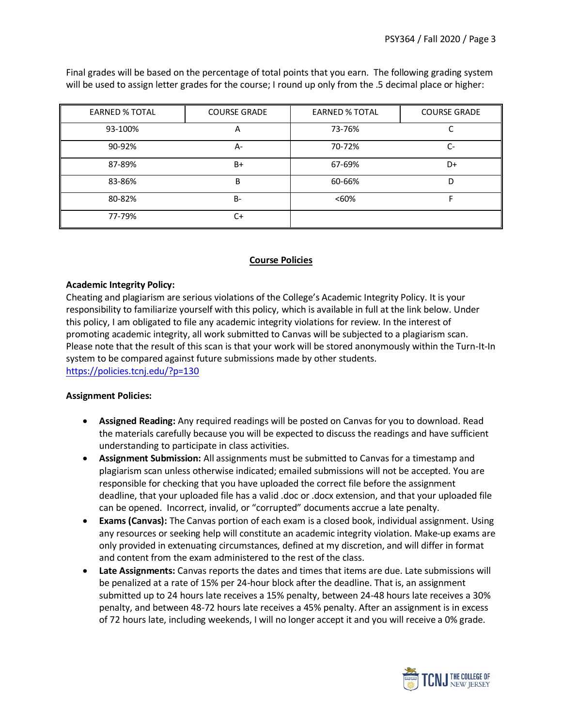Final grades will be based on the percentage of total points that you earn. The following grading system will be used to assign letter grades for the course; I round up only from the .5 decimal place or higher:

| EARNED % TOTAL | COURSE GRADE | EARNED % TOTAL | COURSE GRADE |
|---|---|---|---|
| 93-100% | A | 73-76% | C |
| 90-92% | A- | 70-72% | C- |
| 87-89% | B+ | 67-69% | D+ |
| 83-86% | B | 60-66% | D |
| 80-82% | B- | <60% | F |
| 77-79% | C+ | | |

## Course Policies

**Academic Integrity Policy:**
Cheating and plagiarism are serious violations of the College's Academic Integrity Policy. It is your responsibility to familiarize yourself with this policy, which is available in full at the link below. Under this policy, I am obligated to file any academic integrity violations for review. In the interest of promoting academic integrity, all work submitted to Canvas will be subjected to a plagiarism scan. Please note that the result of this scan is that your work will be stored anonymously within the Turn-It-In system to be compared against future submissions made by other students.
https://policies.tcnj.edu/?p=130

**Assignment Policies:**

- **Assigned Reading:** Any required readings will be posted on Canvas for you to download. Read the materials carefully because you will be expected to discuss the readings and have sufficient understanding to participate in class activities.
- **Assignment Submission:** All assignments must be submitted to Canvas for a timestamp and plagiarism scan unless otherwise indicated; emailed submissions will not be accepted. You are responsible for checking that you have uploaded the correct file before the assignment deadline, that your uploaded file has a valid .doc or .docx extension, and that your uploaded file can be opened. Incorrect, invalid, or "corrupted" documents accrue a late penalty.
- **Exams (Canvas):** The Canvas portion of each exam is a closed book, individual assignment. Using any resources or seeking help will constitute an academic integrity violation. Make-up exams are only provided in extenuating circumstances, defined at my discretion, and will differ in format and content from the exam administered to the rest of the class.
- **Late Assignments:** Canvas reports the dates and times that items are due. Late submissions will be penalized at a rate of 15% per 24-hour block after the deadline. That is, an assignment submitted up to 24 hours late receives a 15% penalty, between 24-48 hours late receives a 30% penalty, and between 48-72 hours late receives a 45% penalty. After an assignment is in excess of 72 hours late, including weekends, I will no longer accept it and you will receive a 0% grade.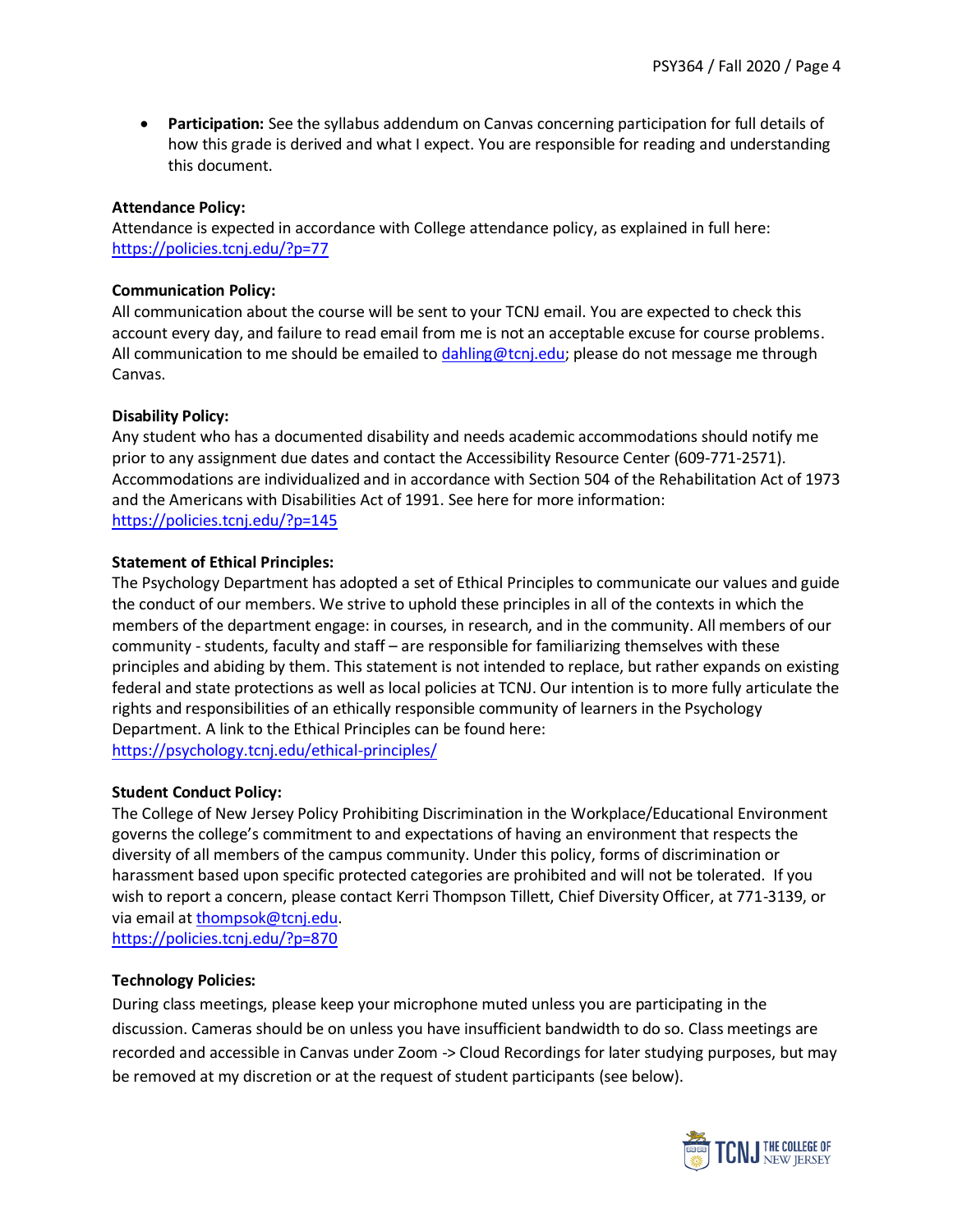- **Participation:** See the syllabus addendum on Canvas concerning participation for full details of how this grade is derived and what I expect. You are responsible for reading and understanding this document.

**Attendance Policy:**
Attendance is expected in accordance with College attendance policy, as explained in full here: https://policies.tcnj.edu/?p=77

**Communication Policy:**
All communication about the course will be sent to your TCNJ email. You are expected to check this account every day, and failure to read email from me is not an acceptable excuse for course problems. All communication to me should be emailed to dahling@tcnj.edu; please do not message me through Canvas.

**Disability Policy:**
Any student who has a documented disability and needs academic accommodations should notify me prior to any assignment due dates and contact the Accessibility Resource Center (609-771-2571). Accommodations are individualized and in accordance with Section 504 of the Rehabilitation Act of 1973 and the Americans with Disabilities Act of 1991. See here for more information: https://policies.tcnj.edu/?p=145

**Statement of Ethical Principles:**
The Psychology Department has adopted a set of Ethical Principles to communicate our values and guide the conduct of our members. We strive to uphold these principles in all of the contexts in which the members of the department engage: in courses, in research, and in the community. All members of our community - students, faculty and staff – are responsible for familiarizing themselves with these principles and abiding by them. This statement is not intended to replace, but rather expands on existing federal and state protections as well as local policies at TCNJ. Our intention is to more fully articulate the rights and responsibilities of an ethically responsible community of learners in the Psychology Department. A link to the Ethical Principles can be found here: https://psychology.tcnj.edu/ethical-principles/

**Student Conduct Policy:**
The College of New Jersey Policy Prohibiting Discrimination in the Workplace/Educational Environment governs the college's commitment to and expectations of having an environment that respects the diversity of all members of the campus community. Under this policy, forms of discrimination or harassment based upon specific protected categories are prohibited and will not be tolerated. If you wish to report a concern, please contact Kerri Thompson Tillett, Chief Diversity Officer, at 771-3139, or via email at thompsok@tcnj.edu.
https://policies.tcnj.edu/?p=870

**Technology Policies:**
During class meetings, please keep your microphone muted unless you are participating in the discussion. Cameras should be on unless you have insufficient bandwidth to do so. Class meetings are recorded and accessible in Canvas under Zoom -> Cloud Recordings for later studying purposes, but may be removed at my discretion or at the request of student participants (see below).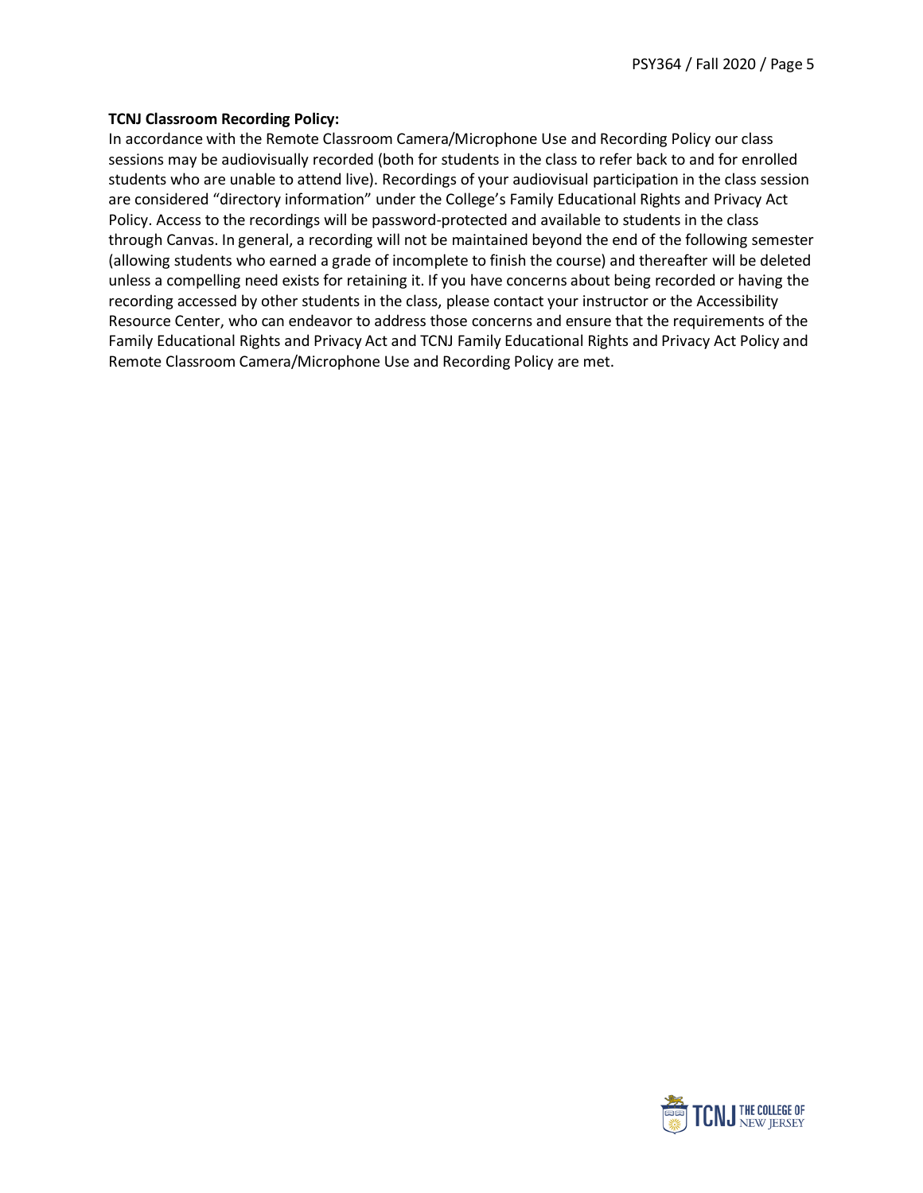**TCNJ Classroom Recording Policy:**

In accordance with the Remote Classroom Camera/Microphone Use and Recording Policy our class sessions may be audiovisually recorded (both for students in the class to refer back to and for enrolled students who are unable to attend live). Recordings of your audiovisual participation in the class session are considered "directory information" under the College's Family Educational Rights and Privacy Act Policy. Access to the recordings will be password-protected and available to students in the class through Canvas. In general, a recording will not be maintained beyond the end of the following semester (allowing students who earned a grade of incomplete to finish the course) and thereafter will be deleted unless a compelling need exists for retaining it. If you have concerns about being recorded or having the recording accessed by other students in the class, please contact your instructor or the Accessibility Resource Center, who can endeavor to address those concerns and ensure that the requirements of the Family Educational Rights and Privacy Act and TCNJ Family Educational Rights and Privacy Act Policy and Remote Classroom Camera/Microphone Use and Recording Policy are met.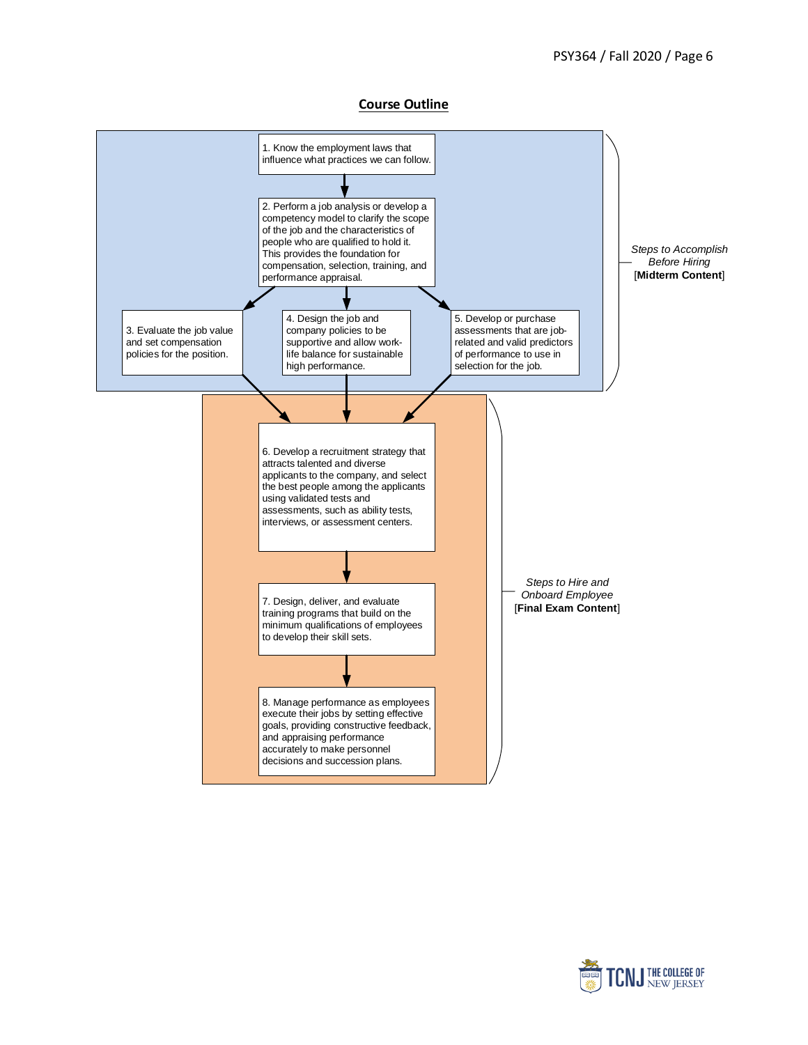## Course Outline

### Steps to Accomplish Before Hiring [**Midterm Content**]

1. Know the employment laws that influence what practices we can follow.

2. Perform a job analysis or develop a competency model to clarify the scope of the job and the characteristics of people who are qualified to hold it. This provides the foundation for compensation, selection, training, and performance appraisal.

3. Evaluate the job value and set compensation policies for the position.

4. Design the job and company policies to be supportive and allow work-life balance for sustainable high performance.

5. Develop or purchase assessments that are job-related and valid predictors of performance to use in selection for the job.

### Steps to Hire and Onboard Employee [**Final Exam Content**]

6. Develop a recruitment strategy that attracts talented and diverse applicants to the company, and select the best people among the applicants using validated tests and assessments, such as ability tests, interviews, or assessment centers.

7. Design, deliver, and evaluate training programs that build on the minimum qualifications of employees to develop their skill sets.

8. Manage performance as employees execute their jobs by setting effective goals, providing constructive feedback, and appraising performance accurately to make personnel decisions and succession plans.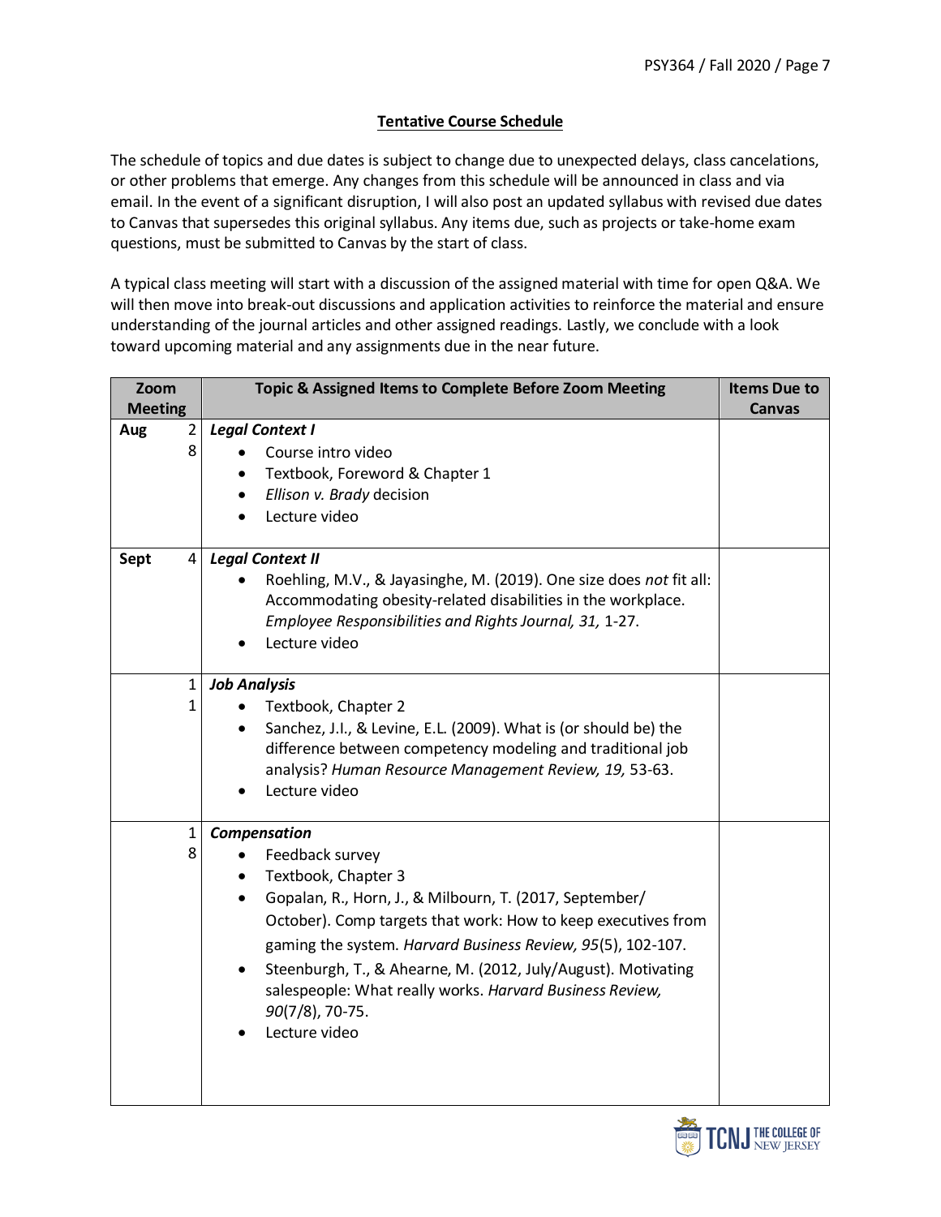## Tentative Course Schedule

The schedule of topics and due dates is subject to change due to unexpected delays, class cancelations, or other problems that emerge. Any changes from this schedule will be announced in class and via email. In the event of a significant disruption, I will also post an updated syllabus with revised due dates to Canvas that supersedes this original syllabus. Any items due, such as projects or take-home exam questions, must be submitted to Canvas by the start of class.

A typical class meeting will start with a discussion of the assigned material with time for open Q&A. We will then move into break-out discussions and application activities to reinforce the material and ensure understanding of the journal articles and other assigned readings. Lastly, we conclude with a look toward upcoming material and any assignments due in the near future.

| Zoom Meeting | | Topic & Assigned Items to Complete Before Zoom Meeting | Items Due to Canvas |
|---|---|---|---|
| Aug | 28 | ***Legal Context I***<br>• Course intro video<br>• Textbook, Foreword & Chapter 1<br>• *Ellison v. Brady* decision<br>• Lecture video | |
| Sept | 4 | ***Legal Context II***<br>• Roehling, M.V., & Jayasinghe, M. (2019). One size does *not* fit all: Accommodating obesity-related disabilities in the workplace. *Employee Responsibilities and Rights Journal, 31,* 1-27.<br>• Lecture video | |
| | 11 | ***Job Analysis***<br>• Textbook, Chapter 2<br>• Sanchez, J.I., & Levine, E.L. (2009). What is (or should be) the difference between competency modeling and traditional job analysis? *Human Resource Management Review, 19,* 53-63.<br>• Lecture video | |
| | 18 | ***Compensation***<br>• Feedback survey<br>• Textbook, Chapter 3<br>• Gopalan, R., Horn, J., & Milbourn, T. (2017, September/ October). Comp targets that work: How to keep executives from gaming the system. *Harvard Business Review, 95*(5), 102-107.<br>• Steenburgh, T., & Ahearne, M. (2012, July/August). Motivating salespeople: What really works. *Harvard Business Review, 90*(7/8), 70-75.<br>• Lecture video | |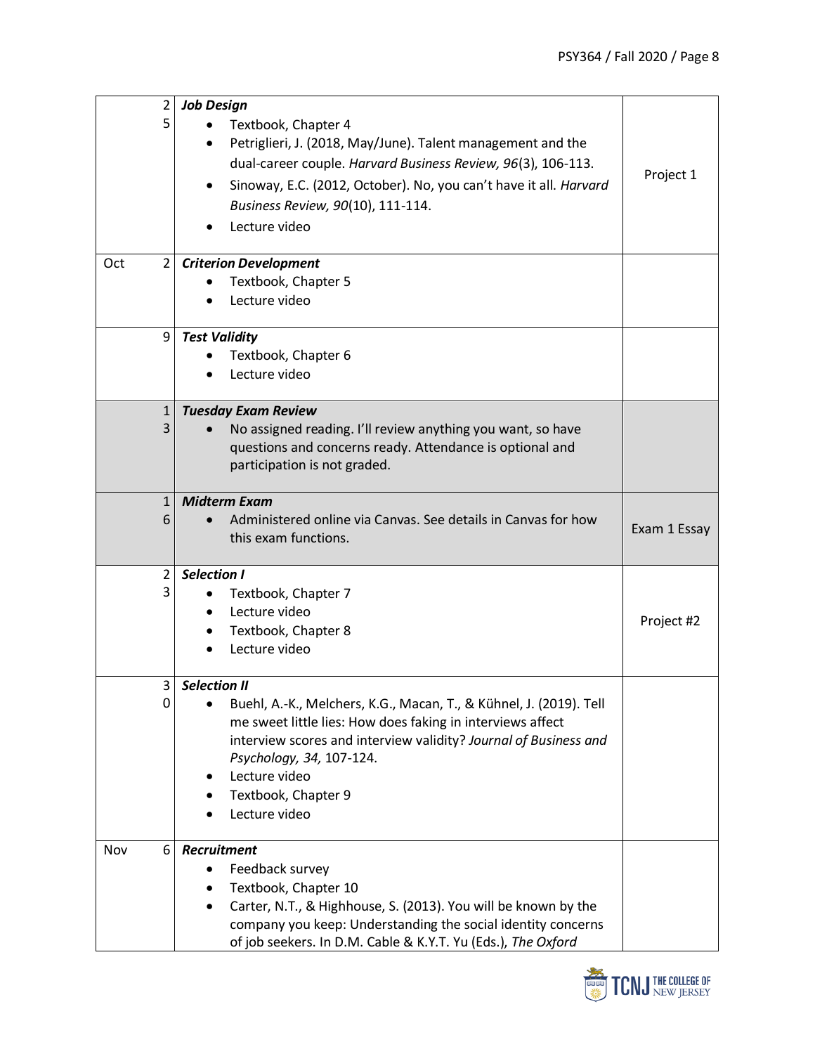| | | | |
|---|---|---|---|
| | 25 | ***Job Design***<br>• Textbook, Chapter 4<br>• Petriglieri, J. (2018, May/June). Talent management and the dual-career couple. *Harvard Business Review, 96*(3), 106-113.<br>• Sinoway, E.C. (2012, October). No, you can't have it all. *Harvard Business Review, 90*(10), 111-114.<br>• Lecture video | Project 1 |
| Oct | 2 | ***Criterion Development***<br>• Textbook, Chapter 5<br>• Lecture video | |
| | 9 | ***Test Validity***<br>• Textbook, Chapter 6<br>• Lecture video | |
| | 13 | ***Tuesday Exam Review***<br>• No assigned reading. I'll review anything you want, so have questions and concerns ready. Attendance is optional and participation is not graded. | |
| | 16 | ***Midterm Exam***<br>• Administered online via Canvas. See details in Canvas for how this exam functions. | Exam 1 Essay |
| | 23 | ***Selection I***<br>• Textbook, Chapter 7<br>• Lecture video<br>• Textbook, Chapter 8<br>• Lecture video | Project #2 |
| | 30 | ***Selection II***<br>• Buehl, A.-K., Melchers, K.G., Macan, T., & Kühnel, J. (2019). Tell me sweet little lies: How does faking in interviews affect interview scores and interview validity? *Journal of Business and Psychology, 34,* 107-124.<br>• Lecture video<br>• Textbook, Chapter 9<br>• Lecture video | |
| Nov | 6 | ***Recruitment***<br>• Feedback survey<br>• Textbook, Chapter 10<br>• Carter, N.T., & Highhouse, S. (2013). You will be known by the company you keep: Understanding the social identity concerns of job seekers. In D.M. Cable & K.Y.T. Yu (Eds.), *The Oxford* | |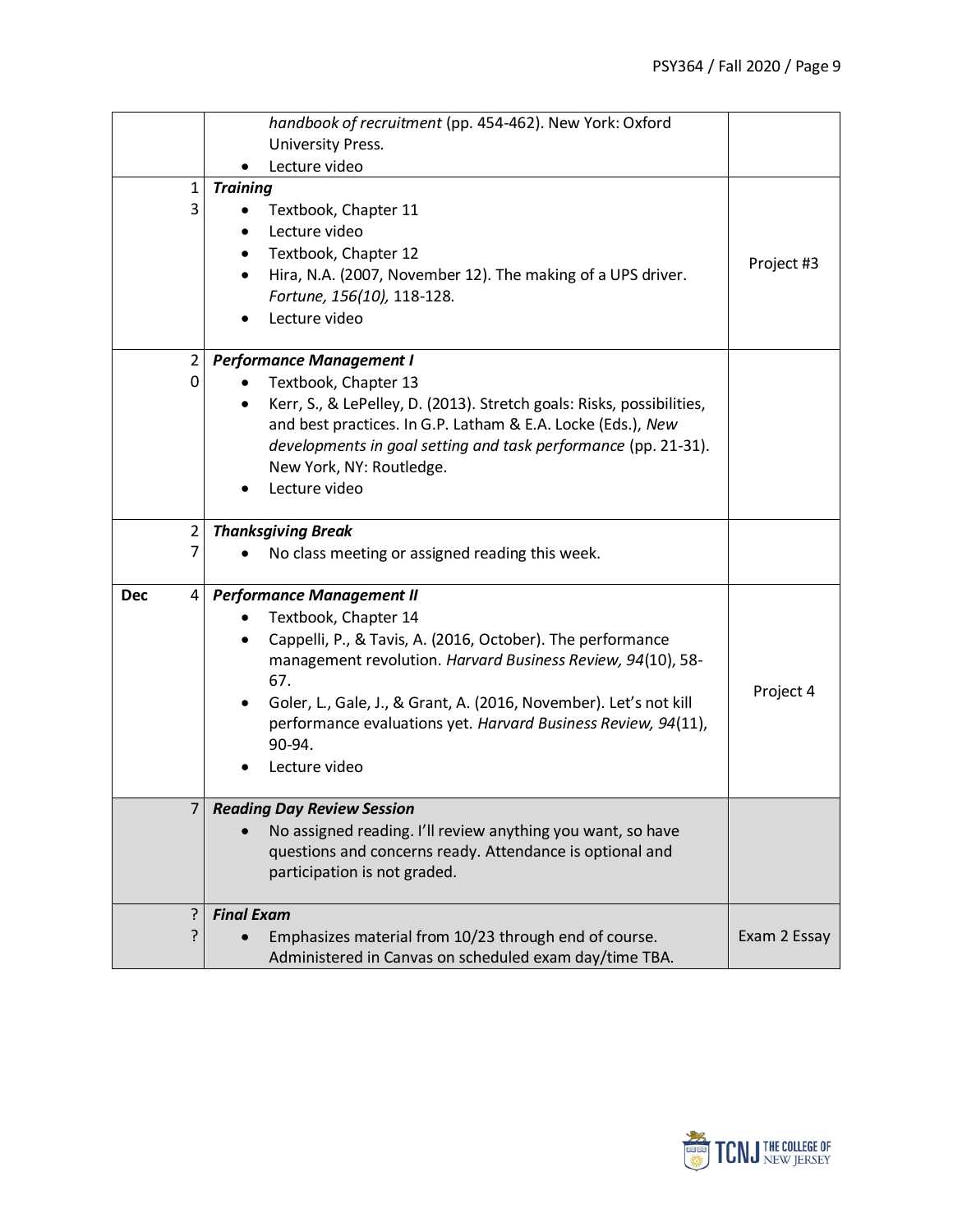| | | | |
|---|---|---|---|
| | | *handbook of recruitment* (pp. 454-462). New York: Oxford University Press.<br>• Lecture video | |
| | 13 | ***Training***<br>• Textbook, Chapter 11<br>• Lecture video<br>• Textbook, Chapter 12<br>• Hira, N.A. (2007, November 12). The making of a UPS driver. *Fortune, 156(10),* 118-128.<br>• Lecture video | Project #3 |
| | 20 | ***Performance Management I***<br>• Textbook, Chapter 13<br>• Kerr, S., & LePelley, D. (2013). Stretch goals: Risks, possibilities, and best practices. In G.P. Latham & E.A. Locke (Eds.), *New developments in goal setting and task performance* (pp. 21-31). New York, NY: Routledge.<br>• Lecture video | |
| | 27 | ***Thanksgiving Break***<br>• No class meeting or assigned reading this week. | |
| **Dec** | 4 | ***Performance Management II***<br>• Textbook, Chapter 14<br>• Cappelli, P., & Tavis, A. (2016, October). The performance management revolution. *Harvard Business Review, 94*(10), 58-67.<br>• Goler, L., Gale, J., & Grant, A. (2016, November). Let's not kill performance evaluations yet. *Harvard Business Review, 94*(11), 90-94.<br>• Lecture video | Project 4 |
| | 7 | ***Reading Day Review Session***<br>• No assigned reading. I'll review anything you want, so have questions and concerns ready. Attendance is optional and participation is not graded. | |
| | ?? | ***Final Exam***<br>• Emphasizes material from 10/23 through end of course. Administered in Canvas on scheduled exam day/time TBA. | Exam 2 Essay |